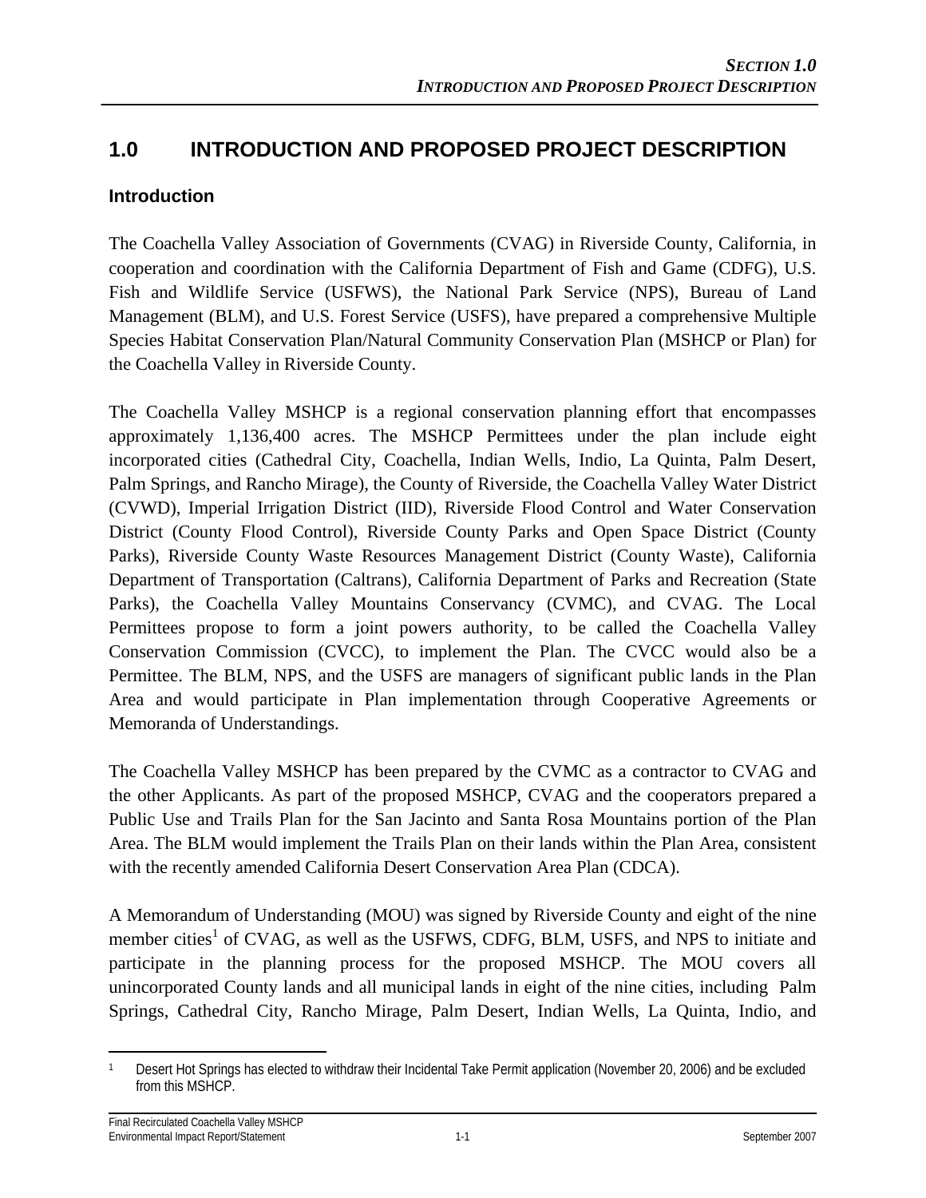# 1.0 INTRODUCTION AND PROPOSED PROJECT DESCRIPTION

## Introduction

The Coachella Valley Association of Governments (CVAG) in Riverside County, California, in cooperation and coordination with the California Department of Fish and Game (CDFG), U.S. Fish and Wildlife Service (USFWS), the National Park Service (NPS), Bureau of Land Management (BLM), and U.S. Forest Service (USFS), have prepared a comprehensive Multiple Species Habitat Conservation Plan/Natural Community Conservation Plan (MSHCP or Plan) for the Coachella Valley in Riverside County.

The Coachella Valley MSHCP is a regional conservation planning effort that encompasses approximately 1,136,400 acres. The MSHCP Permittees under the plan include eight incorporated cities (Cathedral City, Coachella, Indian Wells, Indio, La Quinta, Palm Desert, Palm Springs, and Rancho Mirage), the County of Riverside, the Coachella Valley Water District (CVWD), Imperial Irrigation District (IID), Riverside Flood Control and Water Conservation District (County Flood Control), Riverside County Parks and Open Space District (County Parks), Riverside County Waste Resources Management District (County Waste), California Department of Transportation (Caltrans), California Department of Parks and Recreation (State Parks), the Coachella Valley Mountains Conservancy (CVMC), and CVAG. The Local Permittees propose to form a joint powers authority, to be called the Coachella Valley Conservation Commission (CVCC), to implement the Plan. The CVCC would also be a Permittee. The BLM, NPS, and the USFS are managers of significant public lands in the Plan Area and would participate in Plan implementation through Cooperative Agreements or Memoranda of Understandings.

The Coachella Valley MSHCP has been prepared by the CVMC as a contractor to CVAG and the other Applicants. As part of the proposed MSHCP, CVAG and the cooperators prepared a Public Use and Trails Plan for the San Jacinto and Santa Rosa Mountains portion of the Plan Area. The BLM would implement the Trails Plan on their lands within the Plan Area, consistent with the recently amended California Desert Conservation Area Plan (CDCA).

A Memorandum of Understanding (MOU) was signed by Riverside County and eight of the nine member cities[1] of CVAG, as well as the USFWS, CDFG, BLM, USFS, and NPS to initiate and participate in the planning process for the proposed MSHCP. The MOU covers all unincorporated County lands and all municipal lands in eight of the nine cities, including Palm Springs, Cathedral City, Rancho Mirage, Palm Desert, Indian Wells, La Quinta, Indio, and

[1] Desert Hot Springs has elected to withdraw their Incidental Take Permit application (November 20, 2006) and be excluded from this MSHCP.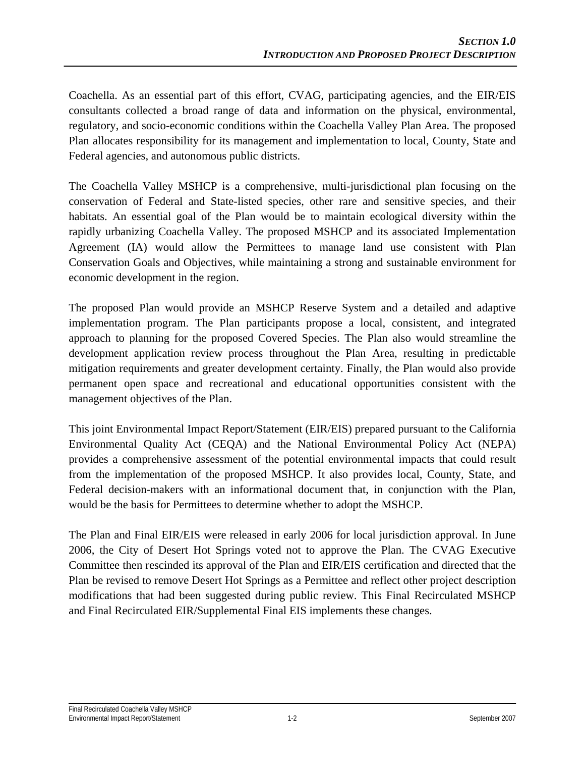Coachella. As an essential part of this effort, CVAG, participating agencies, and the EIR/EIS consultants collected a broad range of data and information on the physical, environmental, regulatory, and socio-economic conditions within the Coachella Valley Plan Area. The proposed Plan allocates responsibility for its management and implementation to local, County, State and Federal agencies, and autonomous public districts.

The Coachella Valley MSHCP is a comprehensive, multi-jurisdictional plan focusing on the conservation of Federal and State-listed species, other rare and sensitive species, and their habitats. An essential goal of the Plan would be to maintain ecological diversity within the rapidly urbanizing Coachella Valley. The proposed MSHCP and its associated Implementation Agreement (IA) would allow the Permittees to manage land use consistent with Plan Conservation Goals and Objectives, while maintaining a strong and sustainable environment for economic development in the region.

The proposed Plan would provide an MSHCP Reserve System and a detailed and adaptive implementation program. The Plan participants propose a local, consistent, and integrated approach to planning for the proposed Covered Species. The Plan also would streamline the development application review process throughout the Plan Area, resulting in predictable mitigation requirements and greater development certainty. Finally, the Plan would also provide permanent open space and recreational and educational opportunities consistent with the management objectives of the Plan.

This joint Environmental Impact Report/Statement (EIR/EIS) prepared pursuant to the California Environmental Quality Act (CEQA) and the National Environmental Policy Act (NEPA) provides a comprehensive assessment of the potential environmental impacts that could result from the implementation of the proposed MSHCP. It also provides local, County, State, and Federal decision-makers with an informational document that, in conjunction with the Plan, would be the basis for Permittees to determine whether to adopt the MSHCP.

The Plan and Final EIR/EIS were released in early 2006 for local jurisdiction approval. In June 2006, the City of Desert Hot Springs voted not to approve the Plan. The CVAG Executive Committee then rescinded its approval of the Plan and EIR/EIS certification and directed that the Plan be revised to remove Desert Hot Springs as a Permittee and reflect other project description modifications that had been suggested during public review. This Final Recirculated MSHCP and Final Recirculated EIR/Supplemental Final EIS implements these changes.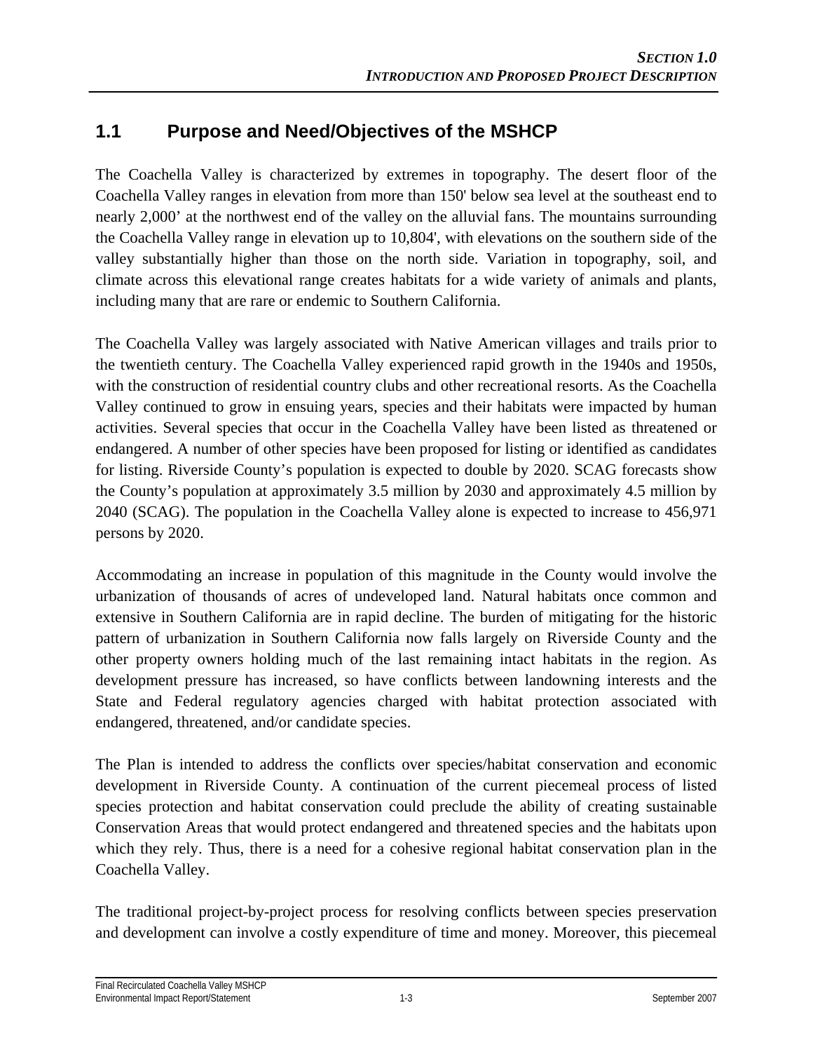## 1.1 Purpose and Need/Objectives of the MSHCP

The Coachella Valley is characterized by extremes in topography. The desert floor of the Coachella Valley ranges in elevation from more than 150' below sea level at the southeast end to nearly 2,000' at the northwest end of the valley on the alluvial fans. The mountains surrounding the Coachella Valley range in elevation up to 10,804', with elevations on the southern side of the valley substantially higher than those on the north side. Variation in topography, soil, and climate across this elevational range creates habitats for a wide variety of animals and plants, including many that are rare or endemic to Southern California.

The Coachella Valley was largely associated with Native American villages and trails prior to the twentieth century. The Coachella Valley experienced rapid growth in the 1940s and 1950s, with the construction of residential country clubs and other recreational resorts. As the Coachella Valley continued to grow in ensuing years, species and their habitats were impacted by human activities. Several species that occur in the Coachella Valley have been listed as threatened or endangered. A number of other species have been proposed for listing or identified as candidates for listing. Riverside County's population is expected to double by 2020. SCAG forecasts show the County's population at approximately 3.5 million by 2030 and approximately 4.5 million by 2040 (SCAG). The population in the Coachella Valley alone is expected to increase to 456,971 persons by 2020.

Accommodating an increase in population of this magnitude in the County would involve the urbanization of thousands of acres of undeveloped land. Natural habitats once common and extensive in Southern California are in rapid decline. The burden of mitigating for the historic pattern of urbanization in Southern California now falls largely on Riverside County and the other property owners holding much of the last remaining intact habitats in the region. As development pressure has increased, so have conflicts between landowning interests and the State and Federal regulatory agencies charged with habitat protection associated with endangered, threatened, and/or candidate species.

The Plan is intended to address the conflicts over species/habitat conservation and economic development in Riverside County. A continuation of the current piecemeal process of listed species protection and habitat conservation could preclude the ability of creating sustainable Conservation Areas that would protect endangered and threatened species and the habitats upon which they rely. Thus, there is a need for a cohesive regional habitat conservation plan in the Coachella Valley.

The traditional project-by-project process for resolving conflicts between species preservation and development can involve a costly expenditure of time and money. Moreover, this piecemeal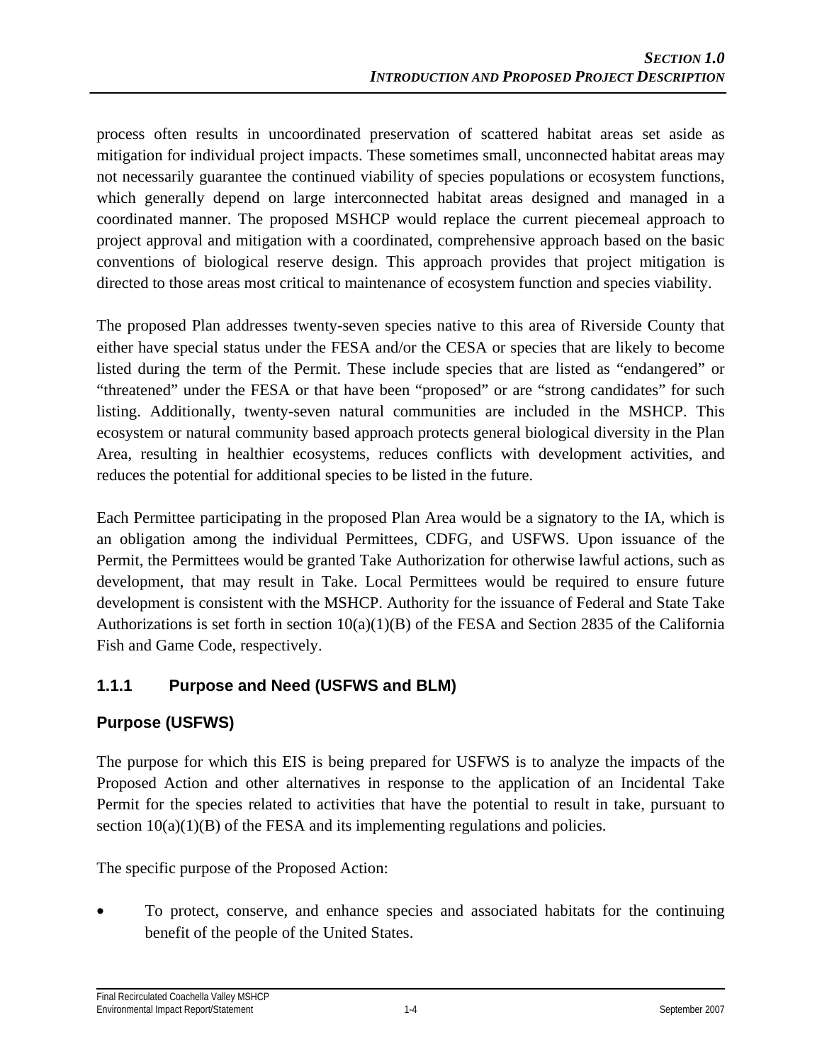process often results in uncoordinated preservation of scattered habitat areas set aside as mitigation for individual project impacts. These sometimes small, unconnected habitat areas may not necessarily guarantee the continued viability of species populations or ecosystem functions, which generally depend on large interconnected habitat areas designed and managed in a coordinated manner. The proposed MSHCP would replace the current piecemeal approach to project approval and mitigation with a coordinated, comprehensive approach based on the basic conventions of biological reserve design. This approach provides that project mitigation is directed to those areas most critical to maintenance of ecosystem function and species viability.

The proposed Plan addresses twenty-seven species native to this area of Riverside County that either have special status under the FESA and/or the CESA or species that are likely to become listed during the term of the Permit. These include species that are listed as "endangered" or "threatened" under the FESA or that have been "proposed" or are "strong candidates" for such listing. Additionally, twenty-seven natural communities are included in the MSHCP. This ecosystem or natural community based approach protects general biological diversity in the Plan Area, resulting in healthier ecosystems, reduces conflicts with development activities, and reduces the potential for additional species to be listed in the future.

Each Permittee participating in the proposed Plan Area would be a signatory to the IA, which is an obligation among the individual Permittees, CDFG, and USFWS. Upon issuance of the Permit, the Permittees would be granted Take Authorization for otherwise lawful actions, such as development, that may result in Take. Local Permittees would be required to ensure future development is consistent with the MSHCP. Authority for the issuance of Federal and State Take Authorizations is set forth in section 10(a)(1)(B) of the FESA and Section 2835 of the California Fish and Game Code, respectively.

### 1.1.1 Purpose and Need (USFWS and BLM)

#### Purpose (USFWS)

The purpose for which this EIS is being prepared for USFWS is to analyze the impacts of the Proposed Action and other alternatives in response to the application of an Incidental Take Permit for the species related to activities that have the potential to result in take, pursuant to section 10(a)(1)(B) of the FESA and its implementing regulations and policies.

The specific purpose of the Proposed Action:

- To protect, conserve, and enhance species and associated habitats for the continuing benefit of the people of the United States.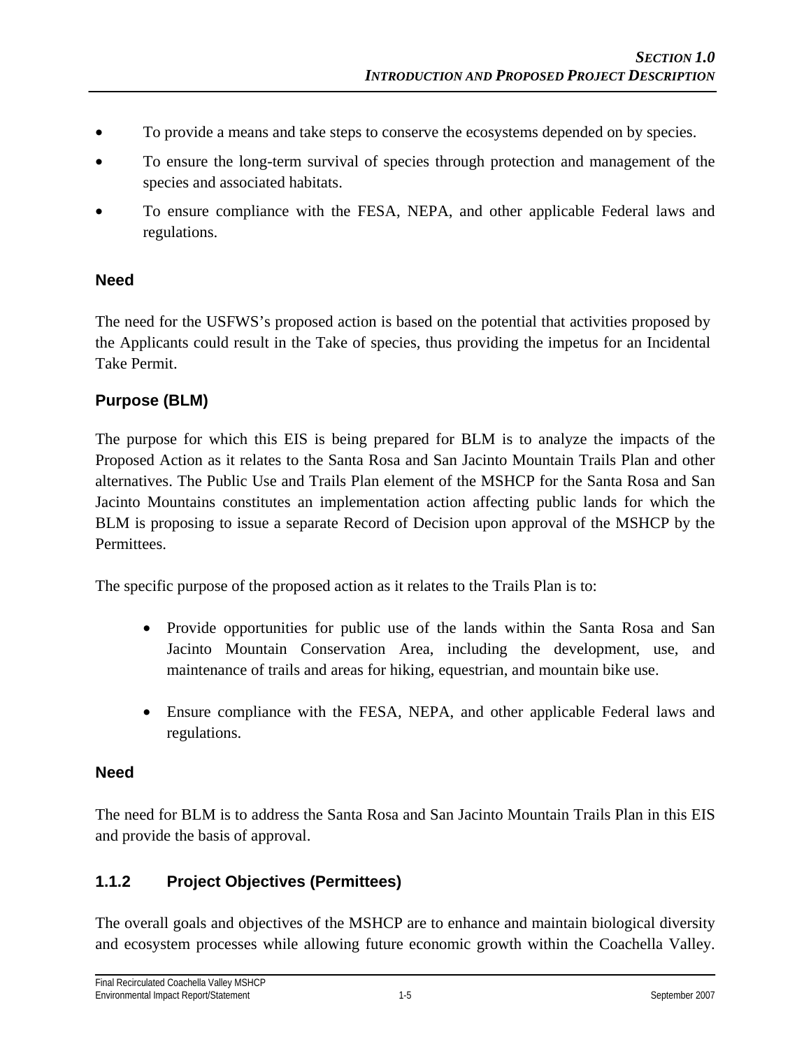- To provide a means and take steps to conserve the ecosystems depended on by species.
- To ensure the long-term survival of species through protection and management of the species and associated habitats.
- To ensure compliance with the FESA, NEPA, and other applicable Federal laws and regulations.

### Need

The need for the USFWS's proposed action is based on the potential that activities proposed by the Applicants could result in the Take of species, thus providing the impetus for an Incidental Take Permit.

### Purpose (BLM)

The purpose for which this EIS is being prepared for BLM is to analyze the impacts of the Proposed Action as it relates to the Santa Rosa and San Jacinto Mountain Trails Plan and other alternatives. The Public Use and Trails Plan element of the MSHCP for the Santa Rosa and San Jacinto Mountains constitutes an implementation action affecting public lands for which the BLM is proposing to issue a separate Record of Decision upon approval of the MSHCP by the Permittees.

The specific purpose of the proposed action as it relates to the Trails Plan is to:

- Provide opportunities for public use of the lands within the Santa Rosa and San Jacinto Mountain Conservation Area, including the development, use, and maintenance of trails and areas for hiking, equestrian, and mountain bike use.

- Ensure compliance with the FESA, NEPA, and other applicable Federal laws and regulations.

### Need

The need for BLM is to address the Santa Rosa and San Jacinto Mountain Trails Plan in this EIS and provide the basis of approval.

## 1.1.2 Project Objectives (Permittees)

The overall goals and objectives of the MSHCP are to enhance and maintain biological diversity and ecosystem processes while allowing future economic growth within the Coachella Valley.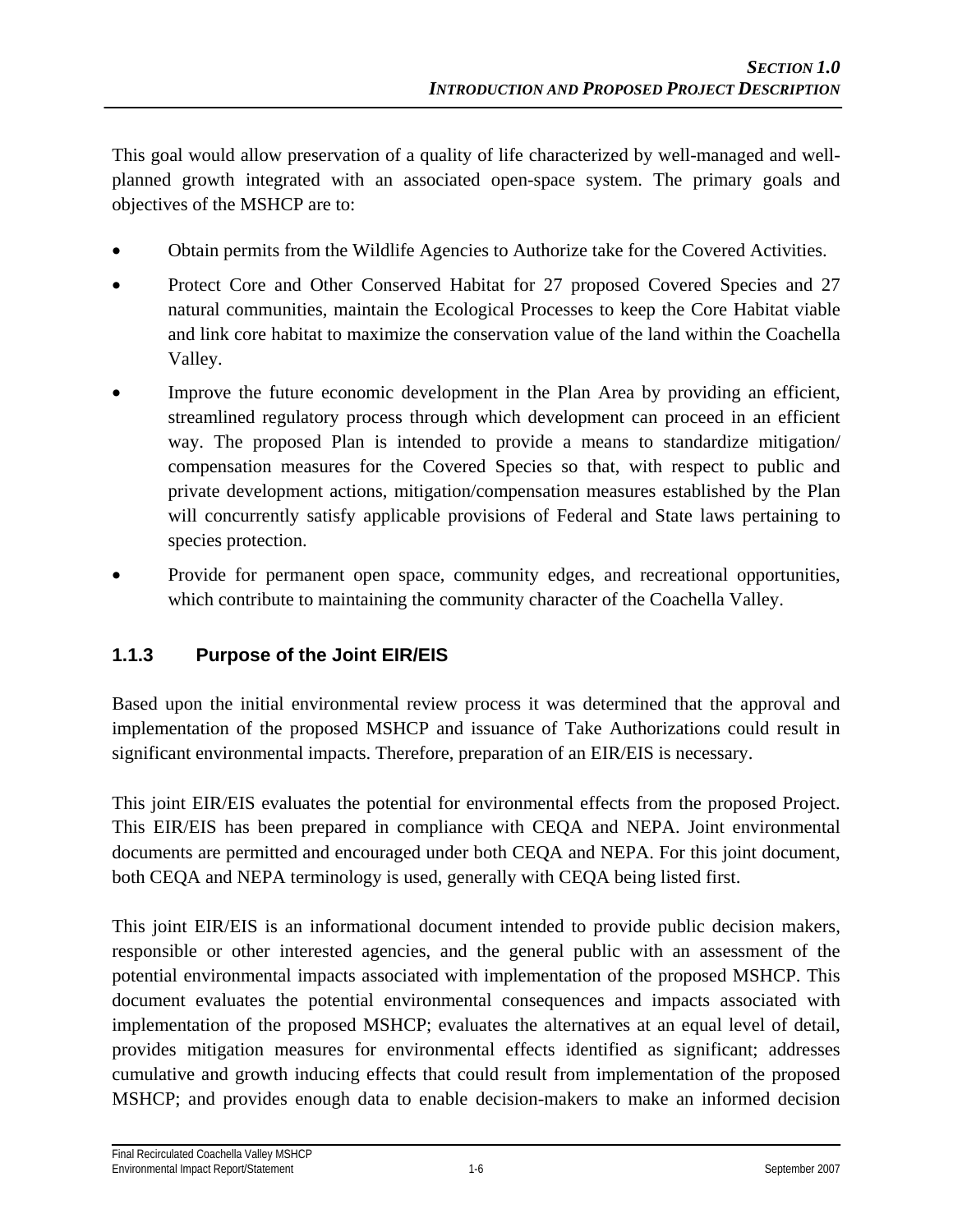This goal would allow preservation of a quality of life characterized by well-managed and well-planned growth integrated with an associated open-space system. The primary goals and objectives of the MSHCP are to:

- Obtain permits from the Wildlife Agencies to Authorize take for the Covered Activities.
- Protect Core and Other Conserved Habitat for 27 proposed Covered Species and 27 natural communities, maintain the Ecological Processes to keep the Core Habitat viable and link core habitat to maximize the conservation value of the land within the Coachella Valley.
- Improve the future economic development in the Plan Area by providing an efficient, streamlined regulatory process through which development can proceed in an efficient way. The proposed Plan is intended to provide a means to standardize mitigation/ compensation measures for the Covered Species so that, with respect to public and private development actions, mitigation/compensation measures established by the Plan will concurrently satisfy applicable provisions of Federal and State laws pertaining to species protection.
- Provide for permanent open space, community edges, and recreational opportunities, which contribute to maintaining the community character of the Coachella Valley.

### 1.1.3 Purpose of the Joint EIR/EIS

Based upon the initial environmental review process it was determined that the approval and implementation of the proposed MSHCP and issuance of Take Authorizations could result in significant environmental impacts. Therefore, preparation of an EIR/EIS is necessary.

This joint EIR/EIS evaluates the potential for environmental effects from the proposed Project. This EIR/EIS has been prepared in compliance with CEQA and NEPA. Joint environmental documents are permitted and encouraged under both CEQA and NEPA. For this joint document, both CEQA and NEPA terminology is used, generally with CEQA being listed first.

This joint EIR/EIS is an informational document intended to provide public decision makers, responsible or other interested agencies, and the general public with an assessment of the potential environmental impacts associated with implementation of the proposed MSHCP. This document evaluates the potential environmental consequences and impacts associated with implementation of the proposed MSHCP; evaluates the alternatives at an equal level of detail, provides mitigation measures for environmental effects identified as significant; addresses cumulative and growth inducing effects that could result from implementation of the proposed MSHCP; and provides enough data to enable decision-makers to make an informed decision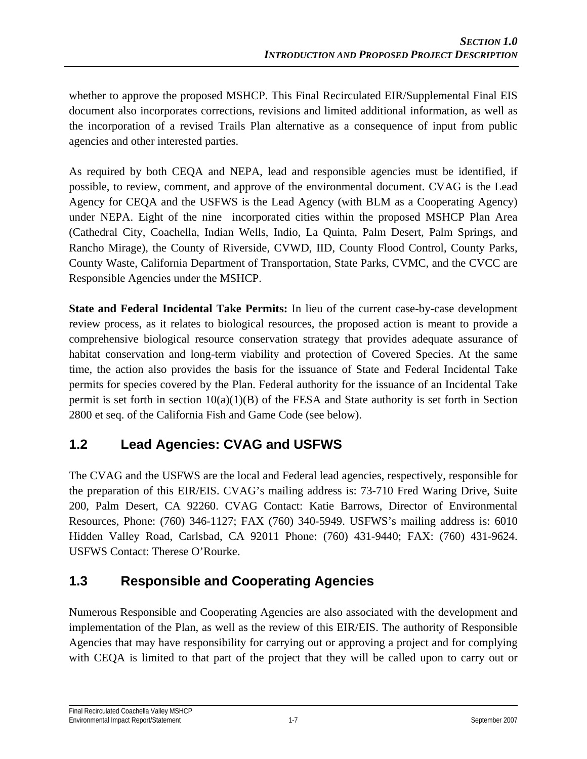whether to approve the proposed MSHCP. This Final Recirculated EIR/Supplemental Final EIS document also incorporates corrections, revisions and limited additional information, as well as the incorporation of a revised Trails Plan alternative as a consequence of input from public agencies and other interested parties.

As required by both CEQA and NEPA, lead and responsible agencies must be identified, if possible, to review, comment, and approve of the environmental document. CVAG is the Lead Agency for CEQA and the USFWS is the Lead Agency (with BLM as a Cooperating Agency) under NEPA. Eight of the nine incorporated cities within the proposed MSHCP Plan Area (Cathedral City, Coachella, Indian Wells, Indio, La Quinta, Palm Desert, Palm Springs, and Rancho Mirage), the County of Riverside, CVWD, IID, County Flood Control, County Parks, County Waste, California Department of Transportation, State Parks, CVMC, and the CVCC are Responsible Agencies under the MSHCP.

**State and Federal Incidental Take Permits:** In lieu of the current case-by-case development review process, as it relates to biological resources, the proposed action is meant to provide a comprehensive biological resource conservation strategy that provides adequate assurance of habitat conservation and long-term viability and protection of Covered Species. At the same time, the action also provides the basis for the issuance of State and Federal Incidental Take permits for species covered by the Plan. Federal authority for the issuance of an Incidental Take permit is set forth in section 10(a)(1)(B) of the FESA and State authority is set forth in Section 2800 et seq. of the California Fish and Game Code (see below).

## 1.2 Lead Agencies: CVAG and USFWS

The CVAG and the USFWS are the local and Federal lead agencies, respectively, responsible for the preparation of this EIR/EIS. CVAG's mailing address is: 73-710 Fred Waring Drive, Suite 200, Palm Desert, CA 92260. CVAG Contact: Katie Barrows, Director of Environmental Resources, Phone: (760) 346-1127; FAX (760) 340-5949. USFWS's mailing address is: 6010 Hidden Valley Road, Carlsbad, CA 92011 Phone: (760) 431-9440; FAX: (760) 431-9624. USFWS Contact: Therese O'Rourke.

## 1.3 Responsible and Cooperating Agencies

Numerous Responsible and Cooperating Agencies are also associated with the development and implementation of the Plan, as well as the review of this EIR/EIS. The authority of Responsible Agencies that may have responsibility for carrying out or approving a project and for complying with CEQA is limited to that part of the project that they will be called upon to carry out or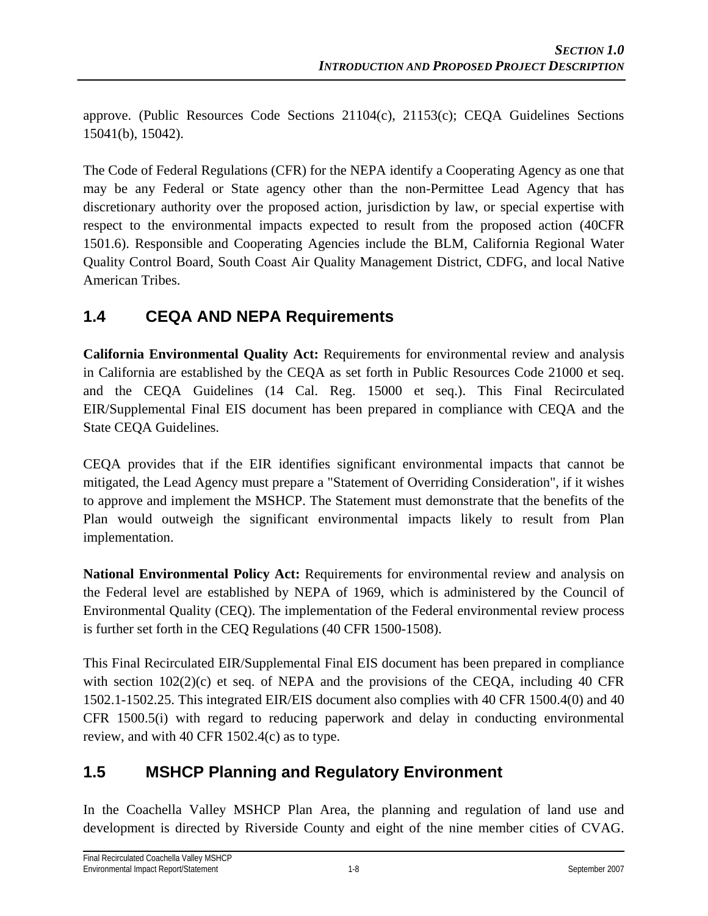approve. (Public Resources Code Sections 21104(c), 21153(c); CEQA Guidelines Sections 15041(b), 15042).

The Code of Federal Regulations (CFR) for the NEPA identify a Cooperating Agency as one that may be any Federal or State agency other than the non-Permittee Lead Agency that has discretionary authority over the proposed action, jurisdiction by law, or special expertise with respect to the environmental impacts expected to result from the proposed action (40CFR 1501.6). Responsible and Cooperating Agencies include the BLM, California Regional Water Quality Control Board, South Coast Air Quality Management District, CDFG, and local Native American Tribes.

## 1.4 CEQA AND NEPA Requirements

**California Environmental Quality Act:** Requirements for environmental review and analysis in California are established by the CEQA as set forth in Public Resources Code 21000 et seq. and the CEQA Guidelines (14 Cal. Reg. 15000 et seq.). This Final Recirculated EIR/Supplemental Final EIS document has been prepared in compliance with CEQA and the State CEQA Guidelines.

CEQA provides that if the EIR identifies significant environmental impacts that cannot be mitigated, the Lead Agency must prepare a "Statement of Overriding Consideration", if it wishes to approve and implement the MSHCP. The Statement must demonstrate that the benefits of the Plan would outweigh the significant environmental impacts likely to result from Plan implementation.

**National Environmental Policy Act:** Requirements for environmental review and analysis on the Federal level are established by NEPA of 1969, which is administered by the Council of Environmental Quality (CEQ). The implementation of the Federal environmental review process is further set forth in the CEQ Regulations (40 CFR 1500-1508).

This Final Recirculated EIR/Supplemental Final EIS document has been prepared in compliance with section 102(2)(c) et seq. of NEPA and the provisions of the CEQA, including 40 CFR 1502.1-1502.25. This integrated EIR/EIS document also complies with 40 CFR 1500.4(0) and 40 CFR 1500.5(i) with regard to reducing paperwork and delay in conducting environmental review, and with 40 CFR 1502.4(c) as to type.

## 1.5 MSHCP Planning and Regulatory Environment

In the Coachella Valley MSHCP Plan Area, the planning and regulation of land use and development is directed by Riverside County and eight of the nine member cities of CVAG.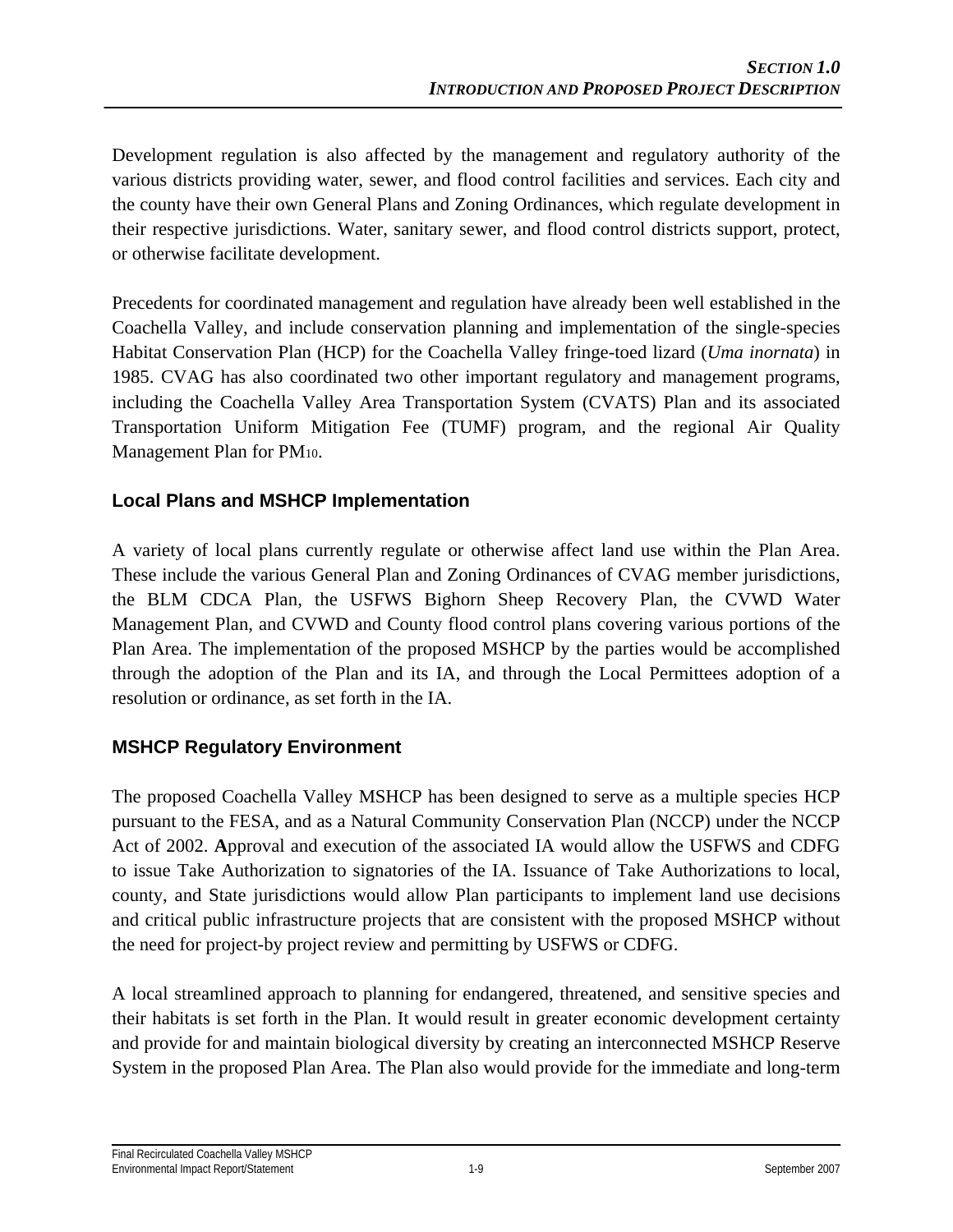Development regulation is also affected by the management and regulatory authority of the various districts providing water, sewer, and flood control facilities and services. Each city and the county have their own General Plans and Zoning Ordinances, which regulate development in their respective jurisdictions. Water, sanitary sewer, and flood control districts support, protect, or otherwise facilitate development.

Precedents for coordinated management and regulation have already been well established in the Coachella Valley, and include conservation planning and implementation of the single-species Habitat Conservation Plan (HCP) for the Coachella Valley fringe-toed lizard (*Uma inornata*) in 1985. CVAG has also coordinated two other important regulatory and management programs, including the Coachella Valley Area Transportation System (CVATS) Plan and its associated Transportation Uniform Mitigation Fee (TUMF) program, and the regional Air Quality Management Plan for $PM_{10}$.

### Local Plans and MSHCP Implementation

A variety of local plans currently regulate or otherwise affect land use within the Plan Area. These include the various General Plan and Zoning Ordinances of CVAG member jurisdictions, the BLM CDCA Plan, the USFWS Bighorn Sheep Recovery Plan, the CVWD Water Management Plan, and CVWD and County flood control plans covering various portions of the Plan Area. The implementation of the proposed MSHCP by the parties would be accomplished through the adoption of the Plan and its IA, and through the Local Permittees adoption of a resolution or ordinance, as set forth in the IA.

### MSHCP Regulatory Environment

The proposed Coachella Valley MSHCP has been designed to serve as a multiple species HCP pursuant to the FESA, and as a Natural Community Conservation Plan (NCCP) under the NCCP Act of 2002. **A**pproval and execution of the associated IA would allow the USFWS and CDFG to issue Take Authorization to signatories of the IA. Issuance of Take Authorizations to local, county, and State jurisdictions would allow Plan participants to implement land use decisions and critical public infrastructure projects that are consistent with the proposed MSHCP without the need for project-by project review and permitting by USFWS or CDFG.

A local streamlined approach to planning for endangered, threatened, and sensitive species and their habitats is set forth in the Plan. It would result in greater economic development certainty and provide for and maintain biological diversity by creating an interconnected MSHCP Reserve System in the proposed Plan Area. The Plan also would provide for the immediate and long-term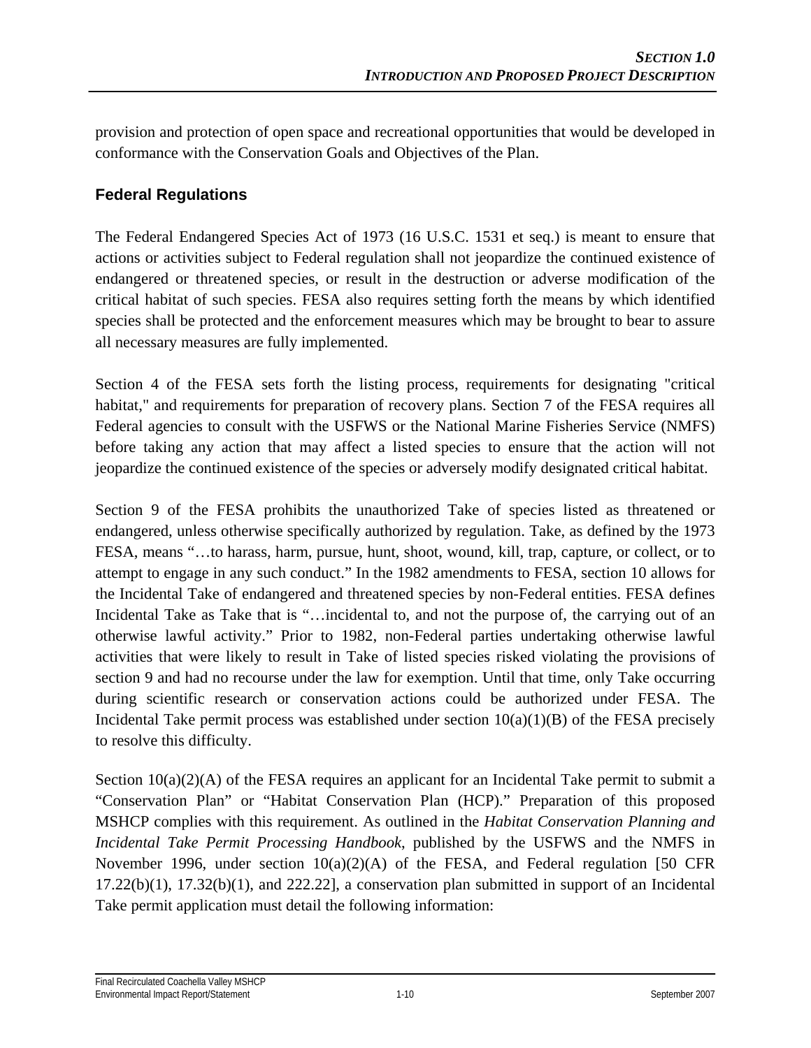provision and protection of open space and recreational opportunities that would be developed in conformance with the Conservation Goals and Objectives of the Plan.

### Federal Regulations

The Federal Endangered Species Act of 1973 (16 U.S.C. 1531 et seq.) is meant to ensure that actions or activities subject to Federal regulation shall not jeopardize the continued existence of endangered or threatened species, or result in the destruction or adverse modification of the critical habitat of such species. FESA also requires setting forth the means by which identified species shall be protected and the enforcement measures which may be brought to bear to assure all necessary measures are fully implemented.

Section 4 of the FESA sets forth the listing process, requirements for designating "critical habitat," and requirements for preparation of recovery plans. Section 7 of the FESA requires all Federal agencies to consult with the USFWS or the National Marine Fisheries Service (NMFS) before taking any action that may affect a listed species to ensure that the action will not jeopardize the continued existence of the species or adversely modify designated critical habitat.

Section 9 of the FESA prohibits the unauthorized Take of species listed as threatened or endangered, unless otherwise specifically authorized by regulation. Take, as defined by the 1973 FESA, means "…to harass, harm, pursue, hunt, shoot, wound, kill, trap, capture, or collect, or to attempt to engage in any such conduct." In the 1982 amendments to FESA, section 10 allows for the Incidental Take of endangered and threatened species by non-Federal entities. FESA defines Incidental Take as Take that is "…incidental to, and not the purpose of, the carrying out of an otherwise lawful activity." Prior to 1982, non-Federal parties undertaking otherwise lawful activities that were likely to result in Take of listed species risked violating the provisions of section 9 and had no recourse under the law for exemption. Until that time, only Take occurring during scientific research or conservation actions could be authorized under FESA. The Incidental Take permit process was established under section 10(a)(1)(B) of the FESA precisely to resolve this difficulty.

Section 10(a)(2)(A) of the FESA requires an applicant for an Incidental Take permit to submit a "Conservation Plan" or "Habitat Conservation Plan (HCP)." Preparation of this proposed MSHCP complies with this requirement. As outlined in the *Habitat Conservation Planning and Incidental Take Permit Processing Handbook*, published by the USFWS and the NMFS in November 1996, under section 10(a)(2)(A) of the FESA, and Federal regulation [50 CFR 17.22(b)(1), 17.32(b)(1), and 222.22], a conservation plan submitted in support of an Incidental Take permit application must detail the following information: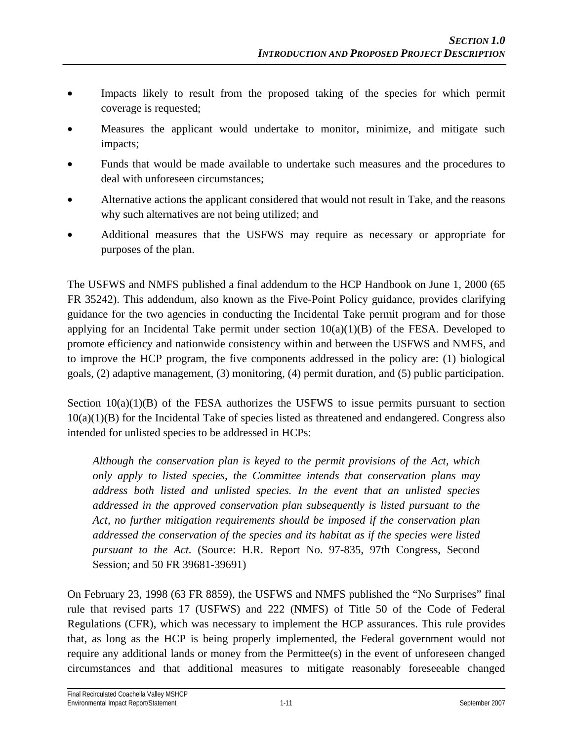- Impacts likely to result from the proposed taking of the species for which permit coverage is requested;
- Measures the applicant would undertake to monitor, minimize, and mitigate such impacts;
- Funds that would be made available to undertake such measures and the procedures to deal with unforeseen circumstances;
- Alternative actions the applicant considered that would not result in Take, and the reasons why such alternatives are not being utilized; and
- Additional measures that the USFWS may require as necessary or appropriate for purposes of the plan.

The USFWS and NMFS published a final addendum to the HCP Handbook on June 1, 2000 (65 FR 35242). This addendum, also known as the Five-Point Policy guidance, provides clarifying guidance for the two agencies in conducting the Incidental Take permit program and for those applying for an Incidental Take permit under section 10(a)(1)(B) of the FESA. Developed to promote efficiency and nationwide consistency within and between the USFWS and NMFS, and to improve the HCP program, the five components addressed in the policy are: (1) biological goals, (2) adaptive management, (3) monitoring, (4) permit duration, and (5) public participation.

Section 10(a)(1)(B) of the FESA authorizes the USFWS to issue permits pursuant to section 10(a)(1)(B) for the Incidental Take of species listed as threatened and endangered. Congress also intended for unlisted species to be addressed in HCPs:

> *Although the conservation plan is keyed to the permit provisions of the Act, which only apply to listed species, the Committee intends that conservation plans may address both listed and unlisted species. In the event that an unlisted species addressed in the approved conservation plan subsequently is listed pursuant to the Act, no further mitigation requirements should be imposed if the conservation plan addressed the conservation of the species and its habitat as if the species were listed pursuant to the Act.* (Source: H.R. Report No. 97-835, 97th Congress, Second Session; and 50 FR 39681-39691)

On February 23, 1998 (63 FR 8859), the USFWS and NMFS published the "No Surprises" final rule that revised parts 17 (USFWS) and 222 (NMFS) of Title 50 of the Code of Federal Regulations (CFR), which was necessary to implement the HCP assurances. This rule provides that, as long as the HCP is being properly implemented, the Federal government would not require any additional lands or money from the Permittee(s) in the event of unforeseen changed circumstances and that additional measures to mitigate reasonably foreseeable changed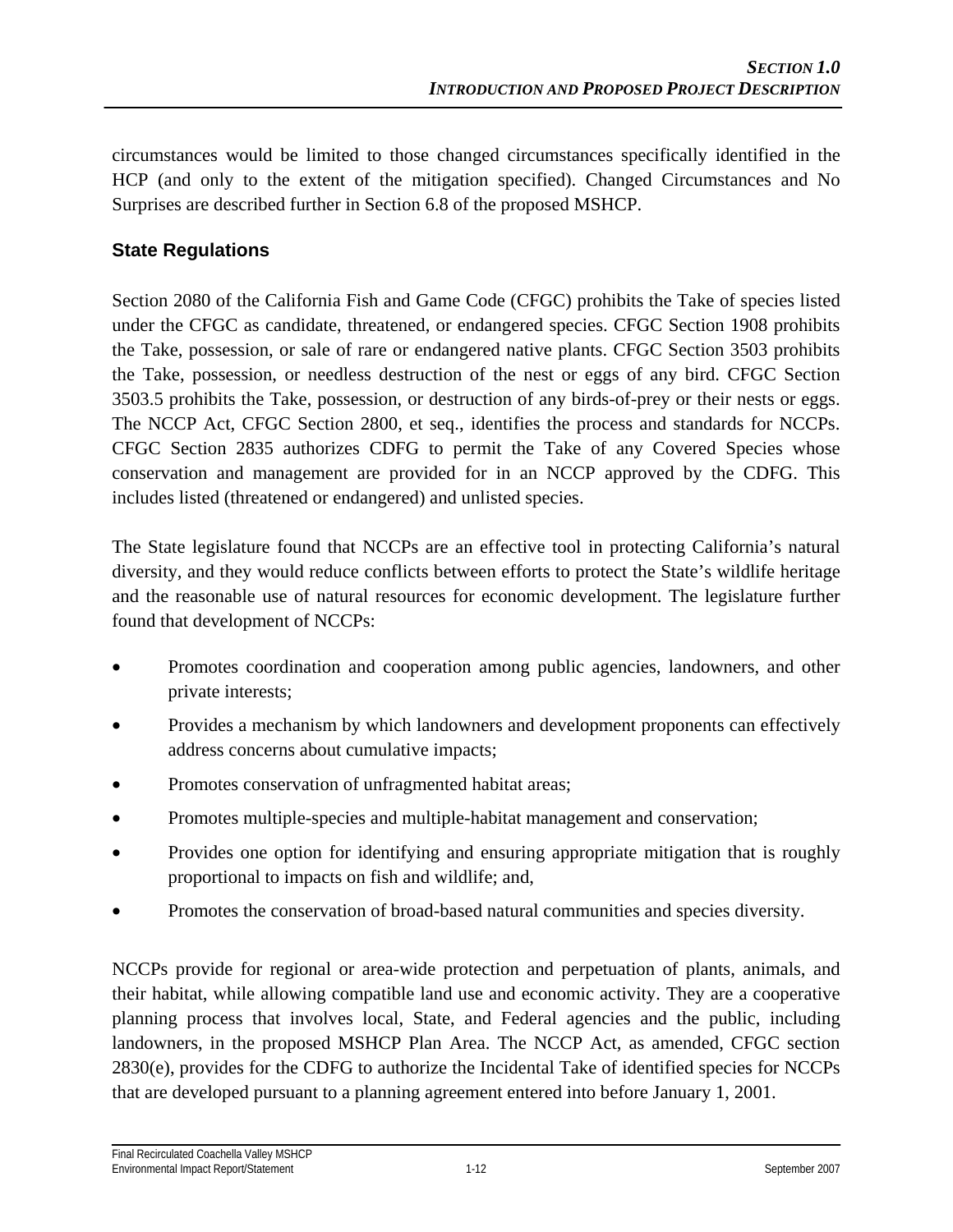circumstances would be limited to those changed circumstances specifically identified in the HCP (and only to the extent of the mitigation specified). Changed Circumstances and No Surprises are described further in Section 6.8 of the proposed MSHCP.

### State Regulations

Section 2080 of the California Fish and Game Code (CFGC) prohibits the Take of species listed under the CFGC as candidate, threatened, or endangered species. CFGC Section 1908 prohibits the Take, possession, or sale of rare or endangered native plants. CFGC Section 3503 prohibits the Take, possession, or needless destruction of the nest or eggs of any bird. CFGC Section 3503.5 prohibits the Take, possession, or destruction of any birds-of-prey or their nests or eggs. The NCCP Act, CFGC Section 2800, et seq., identifies the process and standards for NCCPs. CFGC Section 2835 authorizes CDFG to permit the Take of any Covered Species whose conservation and management are provided for in an NCCP approved by the CDFG. This includes listed (threatened or endangered) and unlisted species.

The State legislature found that NCCPs are an effective tool in protecting California's natural diversity, and they would reduce conflicts between efforts to protect the State's wildlife heritage and the reasonable use of natural resources for economic development. The legislature further found that development of NCCPs:

- Promotes coordination and cooperation among public agencies, landowners, and other private interests;
- Provides a mechanism by which landowners and development proponents can effectively address concerns about cumulative impacts;
- Promotes conservation of unfragmented habitat areas;
- Promotes multiple-species and multiple-habitat management and conservation;
- Provides one option for identifying and ensuring appropriate mitigation that is roughly proportional to impacts on fish and wildlife; and,
- Promotes the conservation of broad-based natural communities and species diversity.

NCCPs provide for regional or area-wide protection and perpetuation of plants, animals, and their habitat, while allowing compatible land use and economic activity. They are a cooperative planning process that involves local, State, and Federal agencies and the public, including landowners, in the proposed MSHCP Plan Area. The NCCP Act, as amended, CFGC section 2830(e), provides for the CDFG to authorize the Incidental Take of identified species for NCCPs that are developed pursuant to a planning agreement entered into before January 1, 2001.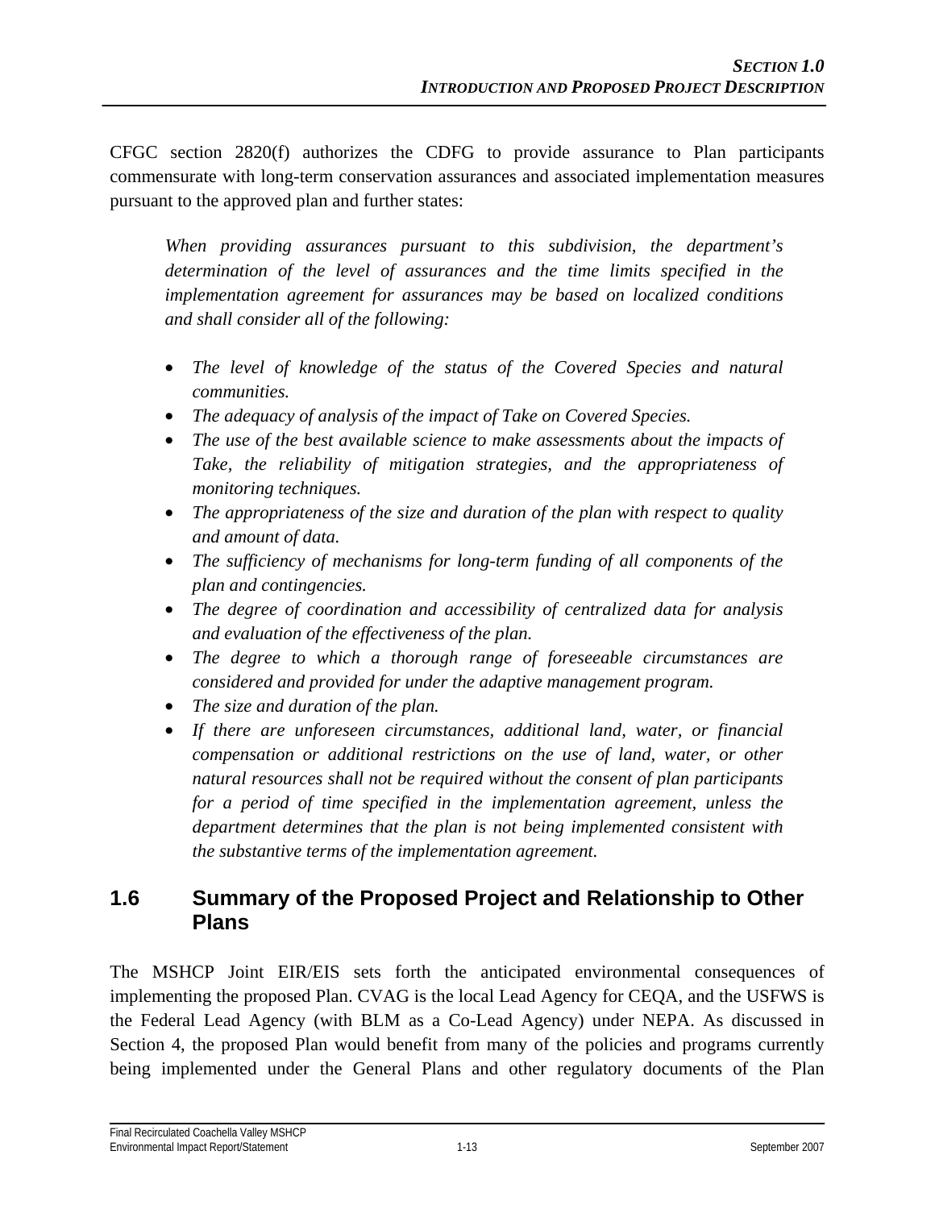CFGC section 2820(f) authorizes the CDFG to provide assurance to Plan participants commensurate with long-term conservation assurances and associated implementation measures pursuant to the approved plan and further states:

> *When providing assurances pursuant to this subdivision, the department's determination of the level of assurances and the time limits specified in the implementation agreement for assurances may be based on localized conditions and shall consider all of the following:*
>
> - *The level of knowledge of the status of the Covered Species and natural communities.*
> - *The adequacy of analysis of the impact of Take on Covered Species.*
> - *The use of the best available science to make assessments about the impacts of Take, the reliability of mitigation strategies, and the appropriateness of monitoring techniques.*
> - *The appropriateness of the size and duration of the plan with respect to quality and amount of data.*
> - *The sufficiency of mechanisms for long-term funding of all components of the plan and contingencies.*
> - *The degree of coordination and accessibility of centralized data for analysis and evaluation of the effectiveness of the plan.*
> - *The degree to which a thorough range of foreseeable circumstances are considered and provided for under the adaptive management program.*
> - *The size and duration of the plan.*
> - *If there are unforeseen circumstances, additional land, water, or financial compensation or additional restrictions on the use of land, water, or other natural resources shall not be required without the consent of plan participants for a period of time specified in the implementation agreement, unless the department determines that the plan is not being implemented consistent with the substantive terms of the implementation agreement.*

## 1.6 Summary of the Proposed Project and Relationship to Other Plans

The MSHCP Joint EIR/EIS sets forth the anticipated environmental consequences of implementing the proposed Plan. CVAG is the local Lead Agency for CEQA, and the USFWS is the Federal Lead Agency (with BLM as a Co-Lead Agency) under NEPA. As discussed in Section 4, the proposed Plan would benefit from many of the policies and programs currently being implemented under the General Plans and other regulatory documents of the Plan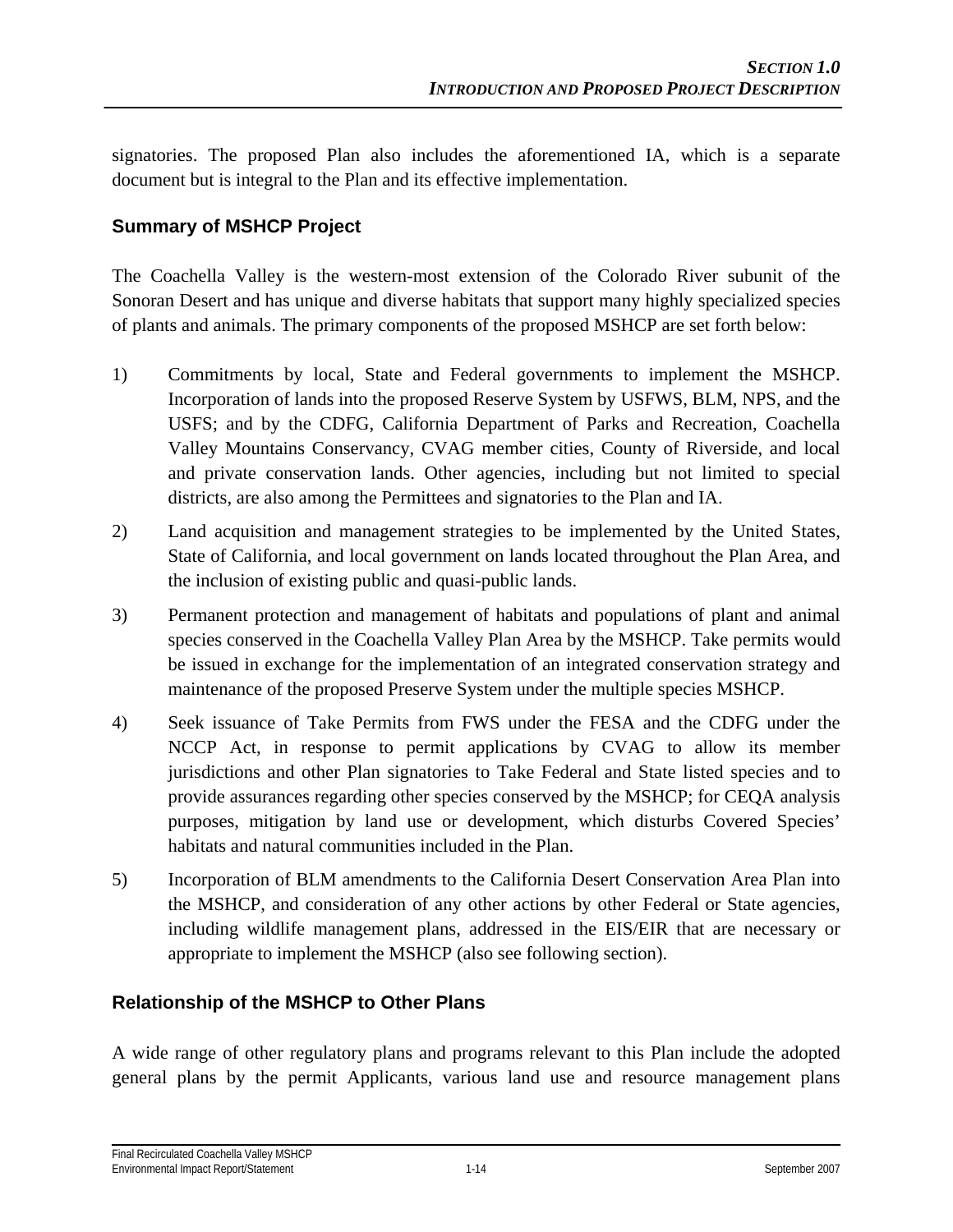signatories. The proposed Plan also includes the aforementioned IA, which is a separate document but is integral to the Plan and its effective implementation.

### Summary of MSHCP Project

The Coachella Valley is the western-most extension of the Colorado River subunit of the Sonoran Desert and has unique and diverse habitats that support many highly specialized species of plants and animals. The primary components of the proposed MSHCP are set forth below:

1) Commitments by local, State and Federal governments to implement the MSHCP. Incorporation of lands into the proposed Reserve System by USFWS, BLM, NPS, and the USFS; and by the CDFG, California Department of Parks and Recreation, Coachella Valley Mountains Conservancy, CVAG member cities, County of Riverside, and local and private conservation lands. Other agencies, including but not limited to special districts, are also among the Permittees and signatories to the Plan and IA.

2) Land acquisition and management strategies to be implemented by the United States, State of California, and local government on lands located throughout the Plan Area, and the inclusion of existing public and quasi-public lands.

3) Permanent protection and management of habitats and populations of plant and animal species conserved in the Coachella Valley Plan Area by the MSHCP. Take permits would be issued in exchange for the implementation of an integrated conservation strategy and maintenance of the proposed Preserve System under the multiple species MSHCP.

4) Seek issuance of Take Permits from FWS under the FESA and the CDFG under the NCCP Act, in response to permit applications by CVAG to allow its member jurisdictions and other Plan signatories to Take Federal and State listed species and to provide assurances regarding other species conserved by the MSHCP; for CEQA analysis purposes, mitigation by land use or development, which disturbs Covered Species' habitats and natural communities included in the Plan.

5) Incorporation of BLM amendments to the California Desert Conservation Area Plan into the MSHCP, and consideration of any other actions by other Federal or State agencies, including wildlife management plans, addressed in the EIS/EIR that are necessary or appropriate to implement the MSHCP (also see following section).

### Relationship of the MSHCP to Other Plans

A wide range of other regulatory plans and programs relevant to this Plan include the adopted general plans by the permit Applicants, various land use and resource management plans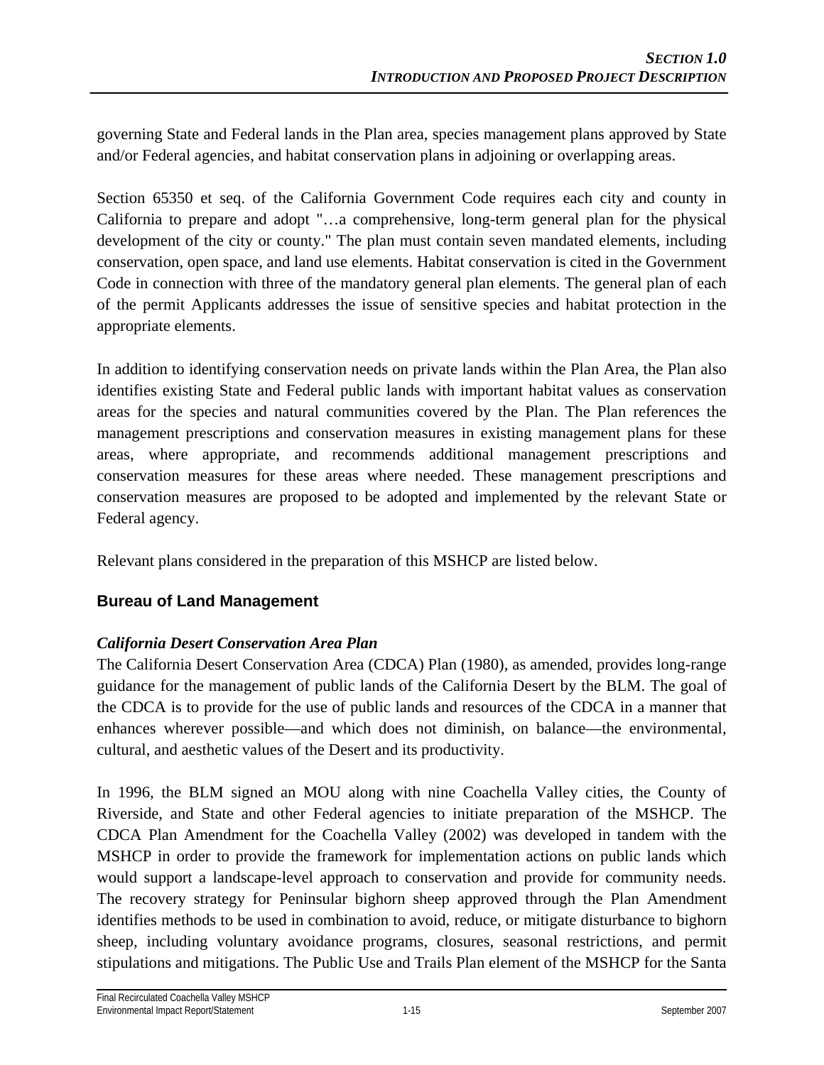governing State and Federal lands in the Plan area, species management plans approved by State and/or Federal agencies, and habitat conservation plans in adjoining or overlapping areas.

Section 65350 et seq. of the California Government Code requires each city and county in California to prepare and adopt "…a comprehensive, long-term general plan for the physical development of the city or county." The plan must contain seven mandated elements, including conservation, open space, and land use elements. Habitat conservation is cited in the Government Code in connection with three of the mandatory general plan elements. The general plan of each of the permit Applicants addresses the issue of sensitive species and habitat protection in the appropriate elements.

In addition to identifying conservation needs on private lands within the Plan Area, the Plan also identifies existing State and Federal public lands with important habitat values as conservation areas for the species and natural communities covered by the Plan. The Plan references the management prescriptions and conservation measures in existing management plans for these areas, where appropriate, and recommends additional management prescriptions and conservation measures for these areas where needed. These management prescriptions and conservation measures are proposed to be adopted and implemented by the relevant State or Federal agency.

Relevant plans considered in the preparation of this MSHCP are listed below.

### Bureau of Land Management

#### *California Desert Conservation Area Plan*

The California Desert Conservation Area (CDCA) Plan (1980), as amended, provides long-range guidance for the management of public lands of the California Desert by the BLM. The goal of the CDCA is to provide for the use of public lands and resources of the CDCA in a manner that enhances wherever possible—and which does not diminish, on balance—the environmental, cultural, and aesthetic values of the Desert and its productivity.

In 1996, the BLM signed an MOU along with nine Coachella Valley cities, the County of Riverside, and State and other Federal agencies to initiate preparation of the MSHCP. The CDCA Plan Amendment for the Coachella Valley (2002) was developed in tandem with the MSHCP in order to provide the framework for implementation actions on public lands which would support a landscape-level approach to conservation and provide for community needs. The recovery strategy for Peninsular bighorn sheep approved through the Plan Amendment identifies methods to be used in combination to avoid, reduce, or mitigate disturbance to bighorn sheep, including voluntary avoidance programs, closures, seasonal restrictions, and permit stipulations and mitigations. The Public Use and Trails Plan element of the MSHCP for the Santa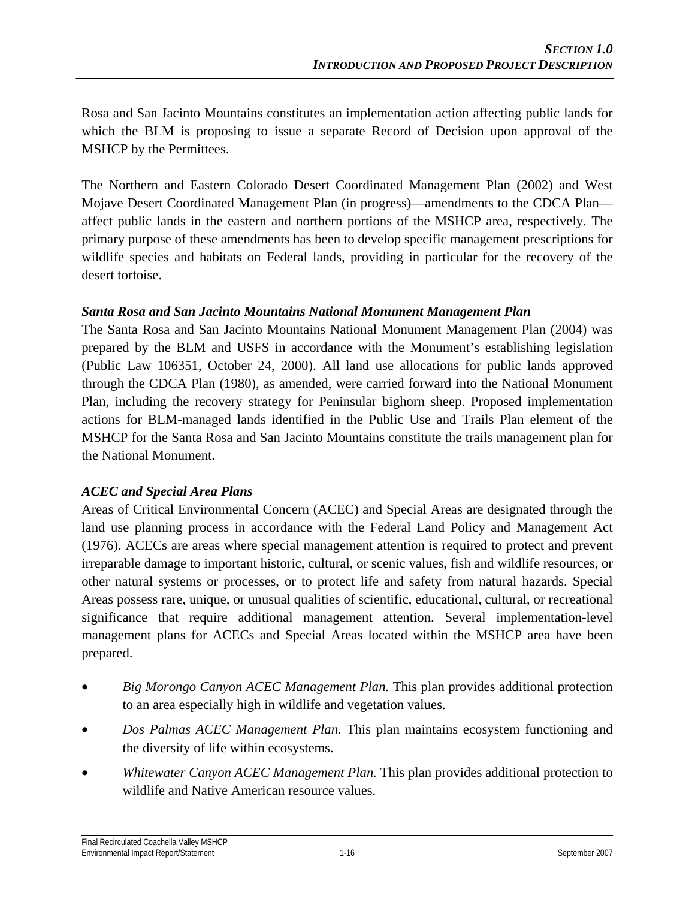Rosa and San Jacinto Mountains constitutes an implementation action affecting public lands for which the BLM is proposing to issue a separate Record of Decision upon approval of the MSHCP by the Permittees.

The Northern and Eastern Colorado Desert Coordinated Management Plan (2002) and West Mojave Desert Coordinated Management Plan (in progress)—amendments to the CDCA Plan—affect public lands in the eastern and northern portions of the MSHCP area, respectively. The primary purpose of these amendments has been to develop specific management prescriptions for wildlife species and habitats on Federal lands, providing in particular for the recovery of the desert tortoise.

***Santa Rosa and San Jacinto Mountains National Monument Management Plan***

The Santa Rosa and San Jacinto Mountains National Monument Management Plan (2004) was prepared by the BLM and USFS in accordance with the Monument's establishing legislation (Public Law 106351, October 24, 2000). All land use allocations for public lands approved through the CDCA Plan (1980), as amended, were carried forward into the National Monument Plan, including the recovery strategy for Peninsular bighorn sheep. Proposed implementation actions for BLM-managed lands identified in the Public Use and Trails Plan element of the MSHCP for the Santa Rosa and San Jacinto Mountains constitute the trails management plan for the National Monument.

***ACEC and Special Area Plans***

Areas of Critical Environmental Concern (ACEC) and Special Areas are designated through the land use planning process in accordance with the Federal Land Policy and Management Act (1976). ACECs are areas where special management attention is required to protect and prevent irreparable damage to important historic, cultural, or scenic values, fish and wildlife resources, or other natural systems or processes, or to protect life and safety from natural hazards. Special Areas possess rare, unique, or unusual qualities of scientific, educational, cultural, or recreational significance that require additional management attention. Several implementation-level management plans for ACECs and Special Areas located within the MSHCP area have been prepared.

- *Big Morongo Canyon ACEC Management Plan.* This plan provides additional protection to an area especially high in wildlife and vegetation values.
- *Dos Palmas ACEC Management Plan.* This plan maintains ecosystem functioning and the diversity of life within ecosystems.
- *Whitewater Canyon ACEC Management Plan.* This plan provides additional protection to wildlife and Native American resource values.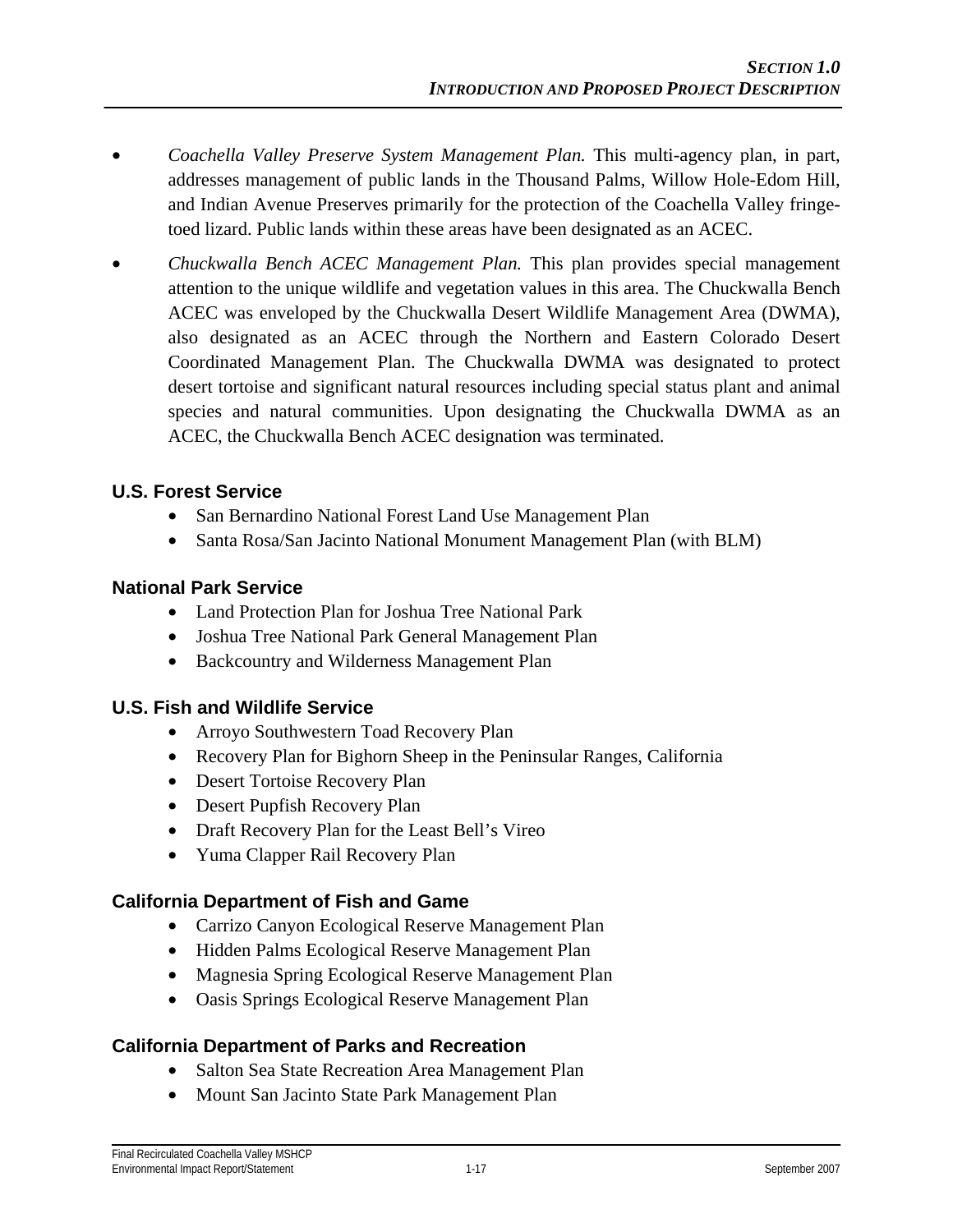- *Coachella Valley Preserve System Management Plan.* This multi-agency plan, in part, addresses management of public lands in the Thousand Palms, Willow Hole-Edom Hill, and Indian Avenue Preserves primarily for the protection of the Coachella Valley fringe-toed lizard. Public lands within these areas have been designated as an ACEC.
- *Chuckwalla Bench ACEC Management Plan.* This plan provides special management attention to the unique wildlife and vegetation values in this area. The Chuckwalla Bench ACEC was enveloped by the Chuckwalla Desert Wildlife Management Area (DWMA), also designated as an ACEC through the Northern and Eastern Colorado Desert Coordinated Management Plan. The Chuckwalla DWMA was designated to protect desert tortoise and significant natural resources including special status plant and animal species and natural communities. Upon designating the Chuckwalla DWMA as an ACEC, the Chuckwalla Bench ACEC designation was terminated.

### U.S. Forest Service

- San Bernardino National Forest Land Use Management Plan
- Santa Rosa/San Jacinto National Monument Management Plan (with BLM)

### National Park Service

- Land Protection Plan for Joshua Tree National Park
- Joshua Tree National Park General Management Plan
- Backcountry and Wilderness Management Plan

### U.S. Fish and Wildlife Service

- Arroyo Southwestern Toad Recovery Plan
- Recovery Plan for Bighorn Sheep in the Peninsular Ranges, California
- Desert Tortoise Recovery Plan
- Desert Pupfish Recovery Plan
- Draft Recovery Plan for the Least Bell's Vireo
- Yuma Clapper Rail Recovery Plan

### California Department of Fish and Game

- Carrizo Canyon Ecological Reserve Management Plan
- Hidden Palms Ecological Reserve Management Plan
- Magnesia Spring Ecological Reserve Management Plan
- Oasis Springs Ecological Reserve Management Plan

### California Department of Parks and Recreation

- Salton Sea State Recreation Area Management Plan
- Mount San Jacinto State Park Management Plan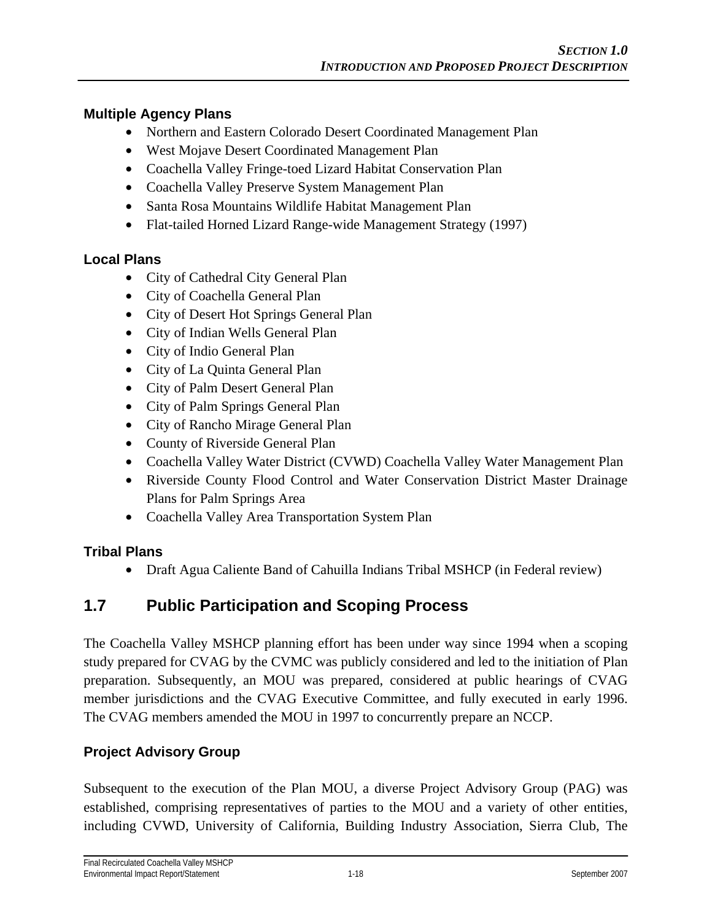### Multiple Agency Plans

- Northern and Eastern Colorado Desert Coordinated Management Plan
- West Mojave Desert Coordinated Management Plan
- Coachella Valley Fringe-toed Lizard Habitat Conservation Plan
- Coachella Valley Preserve System Management Plan
- Santa Rosa Mountains Wildlife Habitat Management Plan
- Flat-tailed Horned Lizard Range-wide Management Strategy (1997)

### Local Plans

- City of Cathedral City General Plan
- City of Coachella General Plan
- City of Desert Hot Springs General Plan
- City of Indian Wells General Plan
- City of Indio General Plan
- City of La Quinta General Plan
- City of Palm Desert General Plan
- City of Palm Springs General Plan
- City of Rancho Mirage General Plan
- County of Riverside General Plan
- Coachella Valley Water District (CVWD) Coachella Valley Water Management Plan
- Riverside County Flood Control and Water Conservation District Master Drainage Plans for Palm Springs Area
- Coachella Valley Area Transportation System Plan

### Tribal Plans

- Draft Agua Caliente Band of Cahuilla Indians Tribal MSHCP (in Federal review)

## 1.7 Public Participation and Scoping Process

The Coachella Valley MSHCP planning effort has been under way since 1994 when a scoping study prepared for CVAG by the CVMC was publicly considered and led to the initiation of Plan preparation. Subsequently, an MOU was prepared, considered at public hearings of CVAG member jurisdictions and the CVAG Executive Committee, and fully executed in early 1996. The CVAG members amended the MOU in 1997 to concurrently prepare an NCCP.

### Project Advisory Group

Subsequent to the execution of the Plan MOU, a diverse Project Advisory Group (PAG) was established, comprising representatives of parties to the MOU and a variety of other entities, including CVWD, University of California, Building Industry Association, Sierra Club, The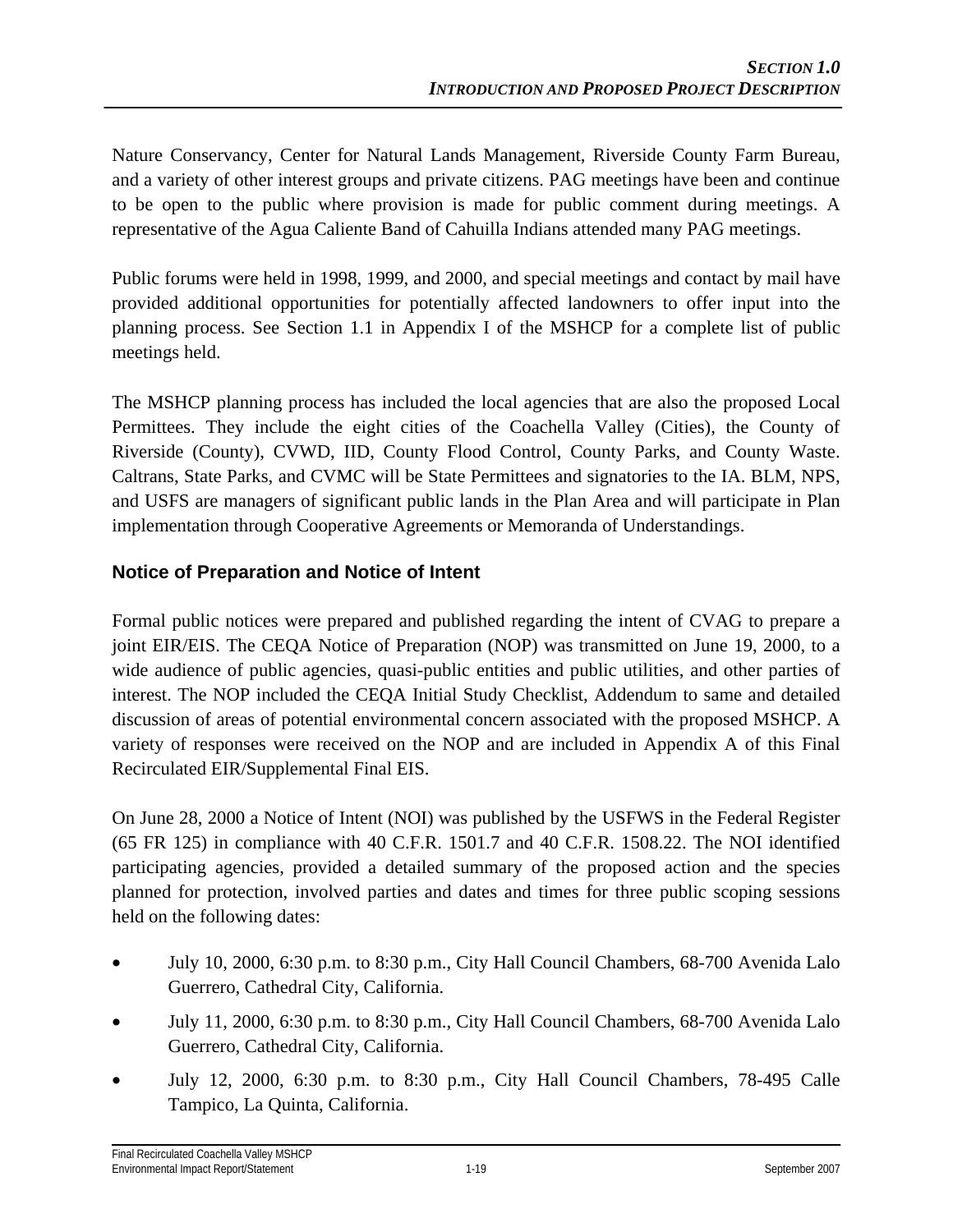Nature Conservancy, Center for Natural Lands Management, Riverside County Farm Bureau, and a variety of other interest groups and private citizens. PAG meetings have been and continue to be open to the public where provision is made for public comment during meetings. A representative of the Agua Caliente Band of Cahuilla Indians attended many PAG meetings.

Public forums were held in 1998, 1999, and 2000, and special meetings and contact by mail have provided additional opportunities for potentially affected landowners to offer input into the planning process. See Section 1.1 in Appendix I of the MSHCP for a complete list of public meetings held.

The MSHCP planning process has included the local agencies that are also the proposed Local Permittees. They include the eight cities of the Coachella Valley (Cities), the County of Riverside (County), CVWD, IID, County Flood Control, County Parks, and County Waste. Caltrans, State Parks, and CVMC will be State Permittees and signatories to the IA. BLM, NPS, and USFS are managers of significant public lands in the Plan Area and will participate in Plan implementation through Cooperative Agreements or Memoranda of Understandings.

### Notice of Preparation and Notice of Intent

Formal public notices were prepared and published regarding the intent of CVAG to prepare a joint EIR/EIS. The CEQA Notice of Preparation (NOP) was transmitted on June 19, 2000, to a wide audience of public agencies, quasi-public entities and public utilities, and other parties of interest. The NOP included the CEQA Initial Study Checklist, Addendum to same and detailed discussion of areas of potential environmental concern associated with the proposed MSHCP. A variety of responses were received on the NOP and are included in Appendix A of this Final Recirculated EIR/Supplemental Final EIS.

On June 28, 2000 a Notice of Intent (NOI) was published by the USFWS in the Federal Register (65 FR 125) in compliance with 40 C.F.R. 1501.7 and 40 C.F.R. 1508.22. The NOI identified participating agencies, provided a detailed summary of the proposed action and the species planned for protection, involved parties and dates and times for three public scoping sessions held on the following dates:

- July 10, 2000, 6:30 p.m. to 8:30 p.m., City Hall Council Chambers, 68-700 Avenida Lalo Guerrero, Cathedral City, California.
- July 11, 2000, 6:30 p.m. to 8:30 p.m., City Hall Council Chambers, 68-700 Avenida Lalo Guerrero, Cathedral City, California.
- July 12, 2000, 6:30 p.m. to 8:30 p.m., City Hall Council Chambers, 78-495 Calle Tampico, La Quinta, California.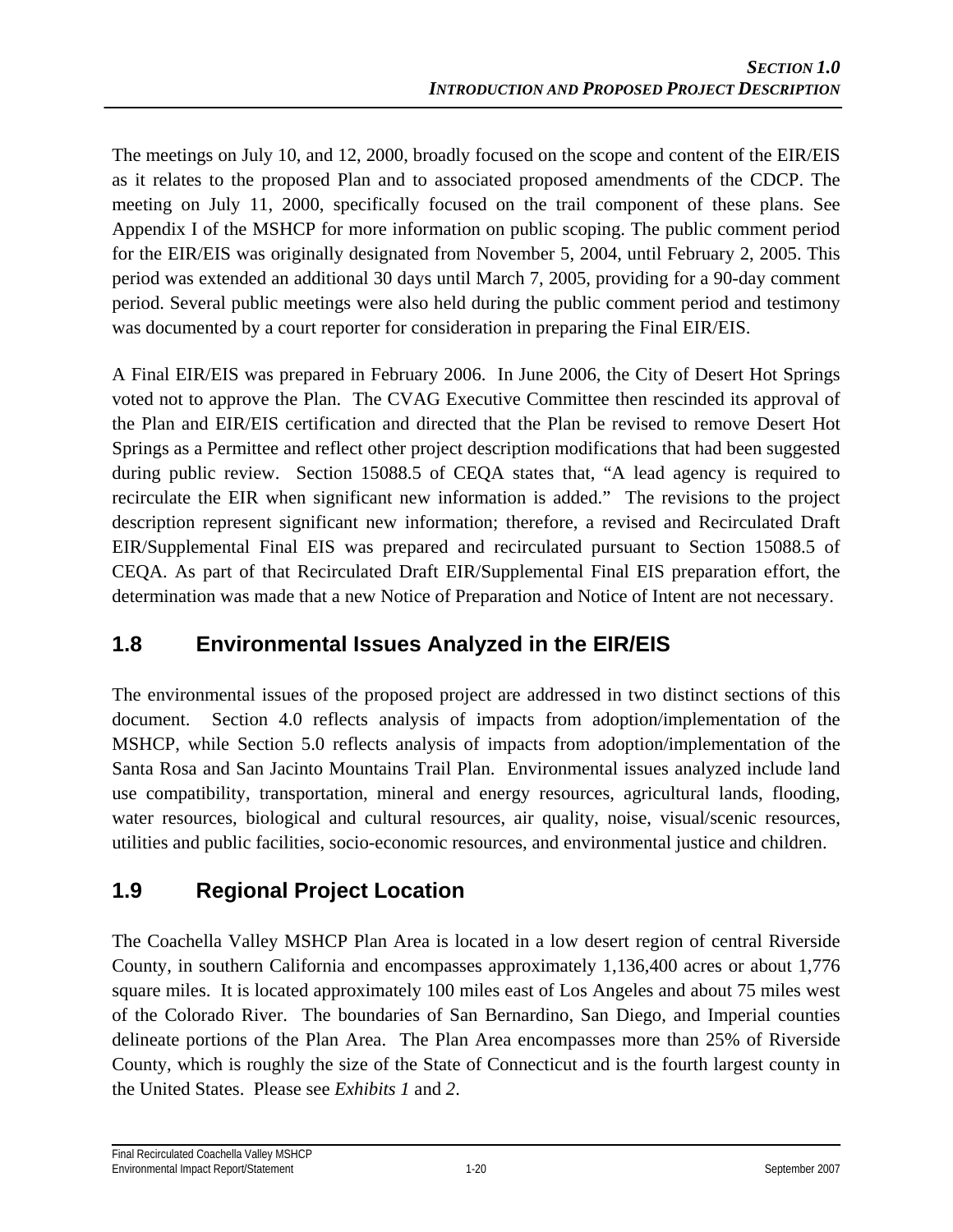The meetings on July 10, and 12, 2000, broadly focused on the scope and content of the EIR/EIS as it relates to the proposed Plan and to associated proposed amendments of the CDCP. The meeting on July 11, 2000, specifically focused on the trail component of these plans. See Appendix I of the MSHCP for more information on public scoping. The public comment period for the EIR/EIS was originally designated from November 5, 2004, until February 2, 2005. This period was extended an additional 30 days until March 7, 2005, providing for a 90-day comment period. Several public meetings were also held during the public comment period and testimony was documented by a court reporter for consideration in preparing the Final EIR/EIS.

A Final EIR/EIS was prepared in February 2006. In June 2006, the City of Desert Hot Springs voted not to approve the Plan. The CVAG Executive Committee then rescinded its approval of the Plan and EIR/EIS certification and directed that the Plan be revised to remove Desert Hot Springs as a Permittee and reflect other project description modifications that had been suggested during public review. Section 15088.5 of CEQA states that, "A lead agency is required to recirculate the EIR when significant new information is added." The revisions to the project description represent significant new information; therefore, a revised and Recirculated Draft EIR/Supplemental Final EIS was prepared and recirculated pursuant to Section 15088.5 of CEQA. As part of that Recirculated Draft EIR/Supplemental Final EIS preparation effort, the determination was made that a new Notice of Preparation and Notice of Intent are not necessary.

## 1.8 Environmental Issues Analyzed in the EIR/EIS

The environmental issues of the proposed project are addressed in two distinct sections of this document. Section 4.0 reflects analysis of impacts from adoption/implementation of the MSHCP, while Section 5.0 reflects analysis of impacts from adoption/implementation of the Santa Rosa and San Jacinto Mountains Trail Plan. Environmental issues analyzed include land use compatibility, transportation, mineral and energy resources, agricultural lands, flooding, water resources, biological and cultural resources, air quality, noise, visual/scenic resources, utilities and public facilities, socio-economic resources, and environmental justice and children.

## 1.9 Regional Project Location

The Coachella Valley MSHCP Plan Area is located in a low desert region of central Riverside County, in southern California and encompasses approximately 1,136,400 acres or about 1,776 square miles. It is located approximately 100 miles east of Los Angeles and about 75 miles west of the Colorado River. The boundaries of San Bernardino, San Diego, and Imperial counties delineate portions of the Plan Area. The Plan Area encompasses more than 25% of Riverside County, which is roughly the size of the State of Connecticut and is the fourth largest county in the United States. Please see *Exhibits 1* and *2*.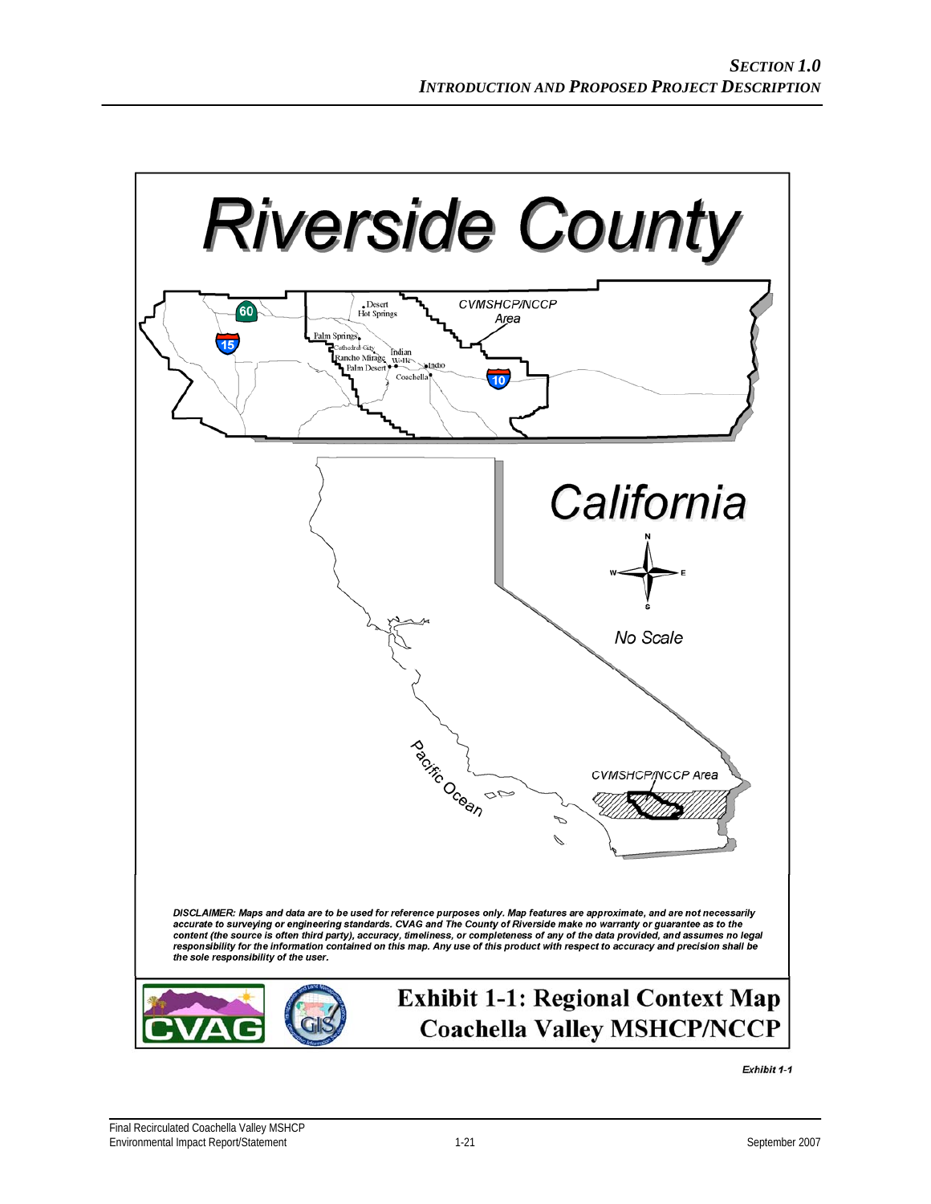# Riverside County

CVMSHCP/NCCP Area

Desert Hot Springs

Palm Springs

Cathedral City

Rancho Mirage

Palm Desert

Indian Wells

Indio

Coachella

60

15

10

# California

N

W E

S

No Scale

Pacific Ocean

CVMSHCP/NCCP Area

*DISCLAIMER: Maps and data are to be used for reference purposes only. Map features are approximate, and are not necessarily accurate to surveying or engineering standards. CVAG and The County of Riverside make no warranty or guarantee as to the content (the source is often third party), accuracy, timeliness, or completeness of any of the data provided, and assumes no legal responsibility for the information contained on this map. Any use of this product with respect to accuracy and precision shall be the sole responsibility of the user.*

CVAG

GIS

**Exhibit 1-1: Regional Context Map**
**Coachella Valley MSHCP/NCCP**

*Exhibit 1-1*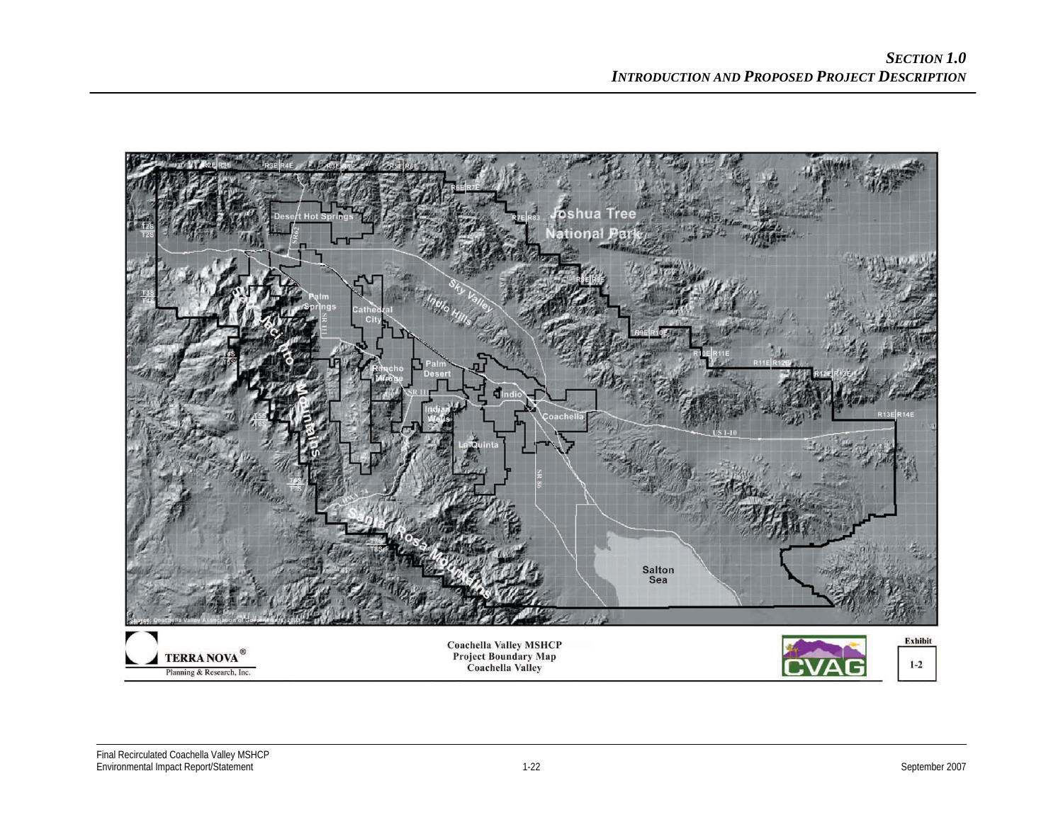Source: Coachella Valley Association of Governments, 2003

R2E R3E
R3E R4E
R3E R4E
R5E R6E
R6E R7E
R7E R8E
R8E R9E
R9E R10E
R10E R11E
R11E R12E
R12E R13E
R13E R14E

T2S
T3S
T4S
T5S
T6S
T7S
T8S

Desert Hot Springs
Joshua Tree
National Park
Palm Springs
Cathedral City
Sky Valley
Indio Hills
San Jacinto Mountains
Rancho Mirage
Palm Desert
Indio
Indian Wells
Coachella
La Quinta
US I-10
SR 62
SR 111
SR 86
Santa Rosa Mountains
Salton Sea

TERRA NOVA®
Planning & Research, Inc.

Coachella Valley MSHCP
Project Boundary Map
Coachella Valley

CVAG

Exhibit 1-2